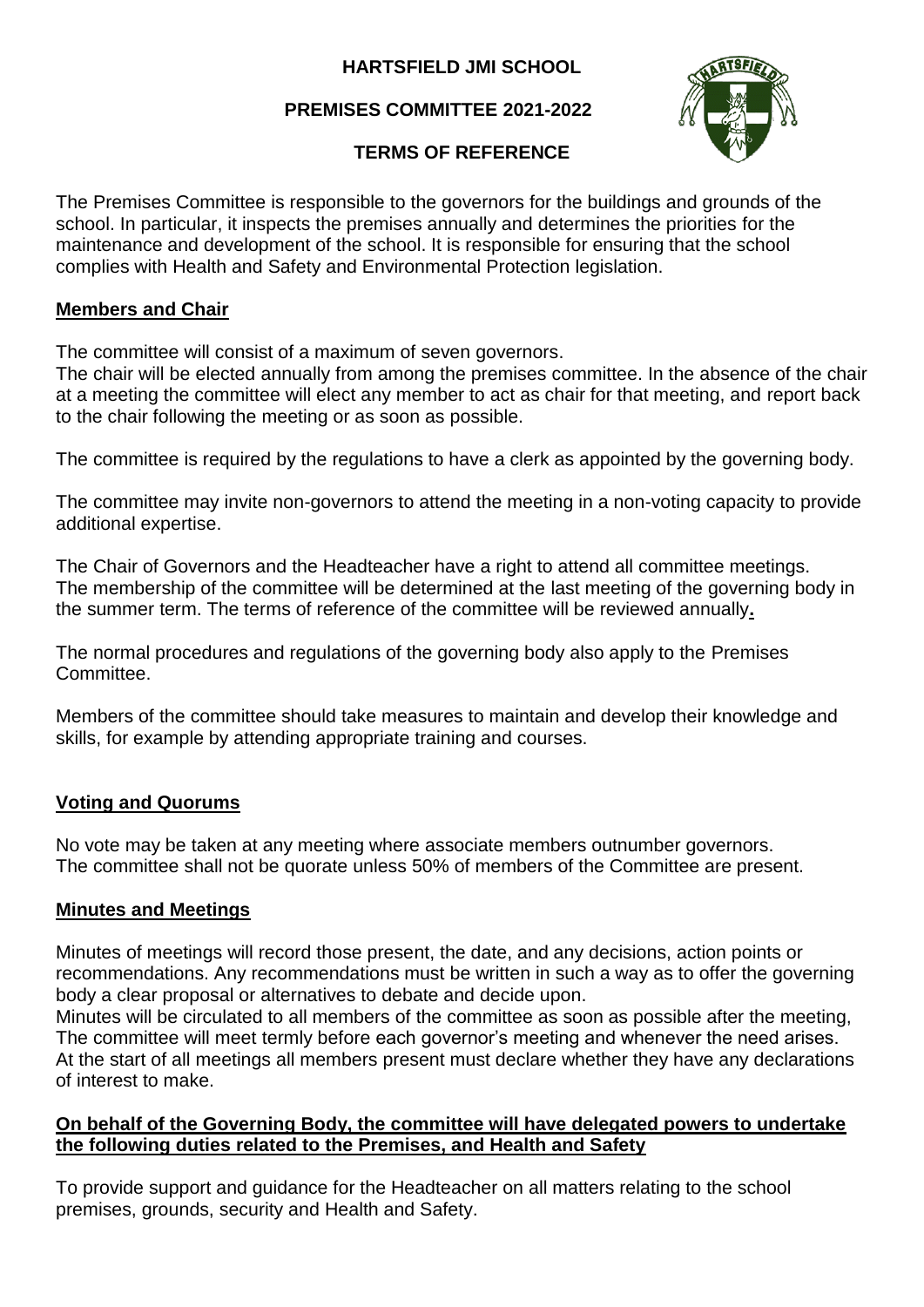# HARTSFIELD JMI SCHOOL

## PREMISES COMMITTEE 2021-2022

## TERMS OF REFERENCE

The Premises Committee is responsible to the governors for the buildings and grounds of the school. In particular, it inspects the premises annually and determines the priorities for the maintenance and development of the school. It is responsible for ensuring that the school complies with Health and Safety and Environmental Protection legislation.

### Members and Chair

The committee will consist of a maximum of seven governors.
The chair will be elected annually from among the premises committee. In the absence of the chair at a meeting the committee will elect any member to act as chair for that meeting, and report back to the chair following the meeting or as soon as possible.

The committee is required by the regulations to have a clerk as appointed by the governing body.

The committee may invite non-governors to attend the meeting in a non-voting capacity to provide additional expertise.

The Chair of Governors and the Headteacher have a right to attend all committee meetings.
The membership of the committee will be determined at the last meeting of the governing body in the summer term. The terms of reference of the committee will be reviewed annually.

The normal procedures and regulations of the governing body also apply to the Premises Committee.

Members of the committee should take measures to maintain and develop their knowledge and skills, for example by attending appropriate training and courses.

### Voting and Quorums

No vote may be taken at any meeting where associate members outnumber governors.
The committee shall not be quorate unless 50% of members of the Committee are present.

### Minutes and Meetings

Minutes of meetings will record those present, the date, and any decisions, action points or recommendations. Any recommendations must be written in such a way as to offer the governing body a clear proposal or alternatives to debate and decide upon.
Minutes will be circulated to all members of the committee as soon as possible after the meeting,
The committee will meet termly before each governor's meeting and whenever the need arises.
At the start of all meetings all members present must declare whether they have any declarations of interest to make.

### On behalf of the Governing Body, the committee will have delegated powers to undertake the following duties related to the Premises, and Health and Safety

To provide support and guidance for the Headteacher on all matters relating to the school premises, grounds, security and Health and Safety.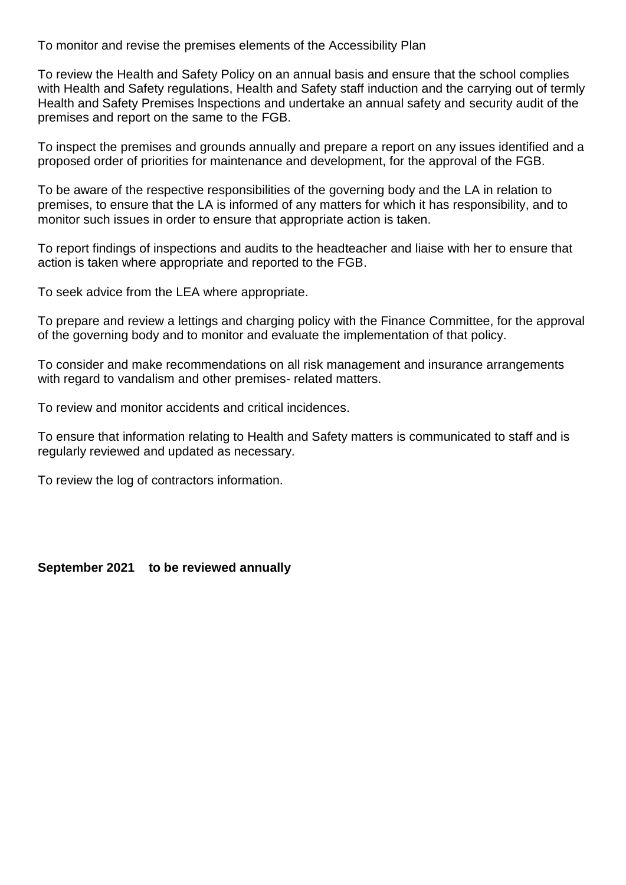To monitor and revise the premises elements of the Accessibility Plan

To review the Health and Safety Policy on an annual basis and ensure that the school complies with Health and Safety regulations, Health and Safety staff induction and the carrying out of termly Health and Safety Premises lnspections and undertake an annual safety and security audit of the premises and report on the same to the FGB.

To inspect the premises and grounds annually and prepare a report on any issues identified and a proposed order of priorities for maintenance and development, for the approval of the FGB.

To be aware of the respective responsibilities of the governing body and the LA in relation to premises, to ensure that the LA is informed of any matters for which it has responsibility, and to monitor such issues in order to ensure that appropriate action is taken.

To report findings of inspections and audits to the headteacher and liaise with her to ensure that action is taken where appropriate and reported to the FGB.

To seek advice from the LEA where appropriate.

To prepare and review a lettings and charging policy with the Finance Committee, for the approval of the governing body and to monitor and evaluate the implementation of that policy.

To consider and make recommendations on all risk management and insurance arrangements with regard to vandalism and other premises- related matters.

To review and monitor accidents and critical incidences.

To ensure that information relating to Health and Safety matters is communicated to staff and is regularly reviewed and updated as necessary.

To review the log of contractors information.

**September 2021 to be reviewed annually**